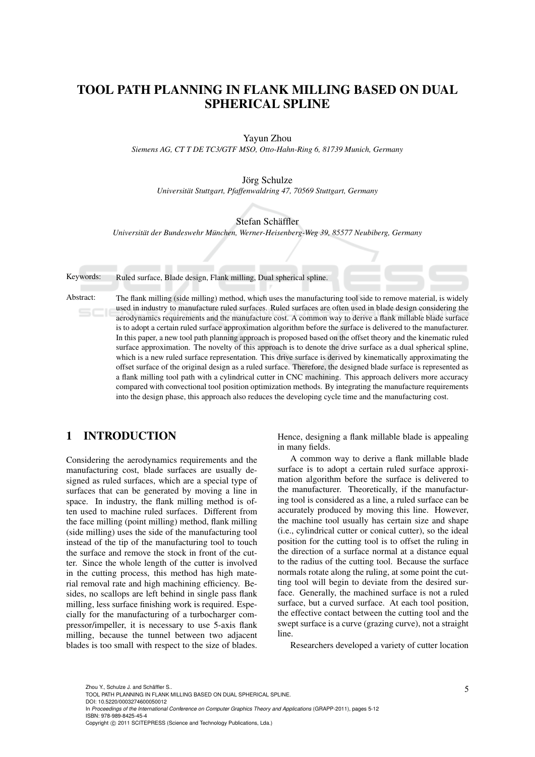# TOOL PATH PLANNING IN FLANK MILLING BASED ON DUAL SPHERICAL SPLINE

Yayun Zhou

*Siemens AG, CT T DE TC3/GTF MSO, Otto-Hahn-Ring 6, 81739 Munich, Germany*

Jörg Schulze

*Universität Stuttgart, Pfaffenwaldring 47, 70569 Stuttgart, Germany*

Stefan Schäffler

*Universität der Bundeswehr München, Werner-Heisenberg-Weg 39, 85577 Neubiberg, Germany*

Keywords: Ruled surface, Blade design, Flank milling, Dual spherical spline.

Abstract: The flank milling (side milling) method, which uses the manufacturing tool side to remove material, is widely used in industry to manufacture ruled surfaces. Ruled surfaces are often used in blade design considering the aerodynamics requirements and the manufacture cost. A common way to derive a flank millable blade surface is to adopt a certain ruled surface approximation algorithm before the surface is delivered to the manufacturer. In this paper, a new tool path planning approach is proposed based on the offset theory and the kinematic ruled surface approximation. The novelty of this approach is to denote the drive surface as a dual spherical spline, which is a new ruled surface representation. This drive surface is derived by kinematically approximating the offset surface of the original design as a ruled surface. Therefore, the designed blade surface is represented as a flank milling tool path with a cylindrical cutter in CNC machining. This approach delivers more accuracy compared with convectional tool position optimization methods. By integrating the manufacture requirements into the design phase, this approach also reduces the developing cycle time and the manufacturing cost.

## 1 INTRODUCTION

Considering the aerodynamics requirements and the manufacturing cost, blade surfaces are usually designed as ruled surfaces, which are a special type of surfaces that can be generated by moving a line in space. In industry, the flank milling method is often used to machine ruled surfaces. Different from the face milling (point milling) method, flank milling (side milling) uses the side of the manufacturing tool instead of the tip of the manufacturing tool to touch the surface and remove the stock in front of the cutter. Since the whole length of the cutter is involved in the cutting process, this method has high material removal rate and high machining efficiency. Besides, no scallops are left behind in single pass flank milling, less surface finishing work is required. Especially for the manufacturing of a turbocharger compressor/impeller, it is necessary to use 5-axis flank milling, because the tunnel between two adjacent blades is too small with respect to the size of blades. Hence, designing a flank millable blade is appealing in many fields.

A common way to derive a flank millable blade surface is to adopt a certain ruled surface approximation algorithm before the surface is delivered to the manufacturer. Theoretically, if the manufacturing tool is considered as a line, a ruled surface can be accurately produced by moving this line. However, the machine tool usually has certain size and shape (i.e., cylindrical cutter or conical cutter), so the ideal position for the cutting tool is to offset the ruling in the direction of a surface normal at a distance equal to the radius of the cutting tool. Because the surface normals rotate along the ruling, at some point the cutting tool will begin to deviate from the desired surface. Generally, the machined surface is not a ruled surface, but a curved surface. At each tool position, the effective contact between the cutting tool and the swept surface is a curve (grazing curve), not a straight line.

Researchers developed a variety of cutter location

Zhou Y., Schulze J. and Schäffler S..
TOOL PATH PLANNING IN FLANK MILLING BASED ON DUAL SPHERICAL SPLINE.
DOI: 10.5220/0003274600050012
In *Proceedings of the International Conference on Computer Graphics Theory and Applications* (GRAPP-2011), pages 5-12
ISBN: 978-989-8425-45-4
Copyright © 2011 SCITEPRESS (Science and Technology Publications, Lda.)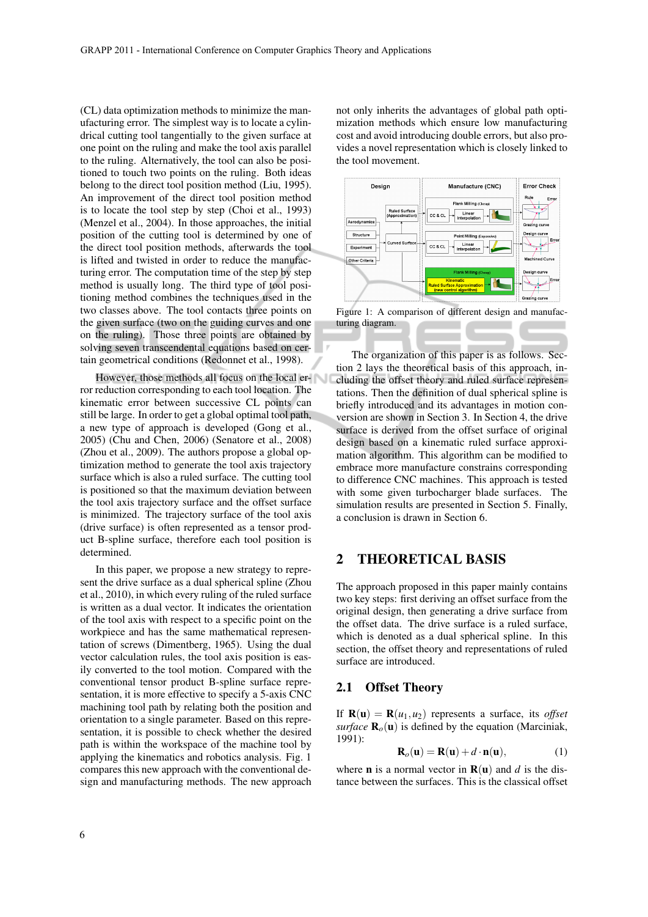(CL) data optimization methods to minimize the manufacturing error. The simplest way is to locate a cylindrical cutting tool tangentially to the given surface at one point on the ruling and make the tool axis parallel to the ruling. Alternatively, the tool can also be positioned to touch two points on the ruling. Both ideas belong to the direct tool position method (Liu, 1995). An improvement of the direct tool position method is to locate the tool step by step (Choi et al., 1993) (Menzel et al., 2004). In those approaches, the initial position of the cutting tool is determined by one of the direct tool position methods, afterwards the tool is lifted and twisted in order to reduce the manufacturing error. The computation time of the step by step method is usually long. The third type of tool positioning method combines the techniques used in the two classes above. The tool contacts three points on the given surface (two on the guiding curves and one on the ruling). Those three points are obtained by solving seven transcendental equations based on certain geometrical conditions (Redonnet et al., 1998).

However, those methods all focus on the local error reduction corresponding to each tool location. The kinematic error between successive CL points can still be large. In order to get a global optimal tool path, a new type of approach is developed (Gong et al., 2005) (Chu and Chen, 2006) (Senatore et al., 2008) (Zhou et al., 2009). The authors propose a global optimization method to generate the tool axis trajectory surface which is also a ruled surface. The cutting tool is positioned so that the maximum deviation between the tool axis trajectory surface and the offset surface is minimized. The trajectory surface of the tool axis (drive surface) is often represented as a tensor product B-spline surface, therefore each tool position is determined.

In this paper, we propose a new strategy to represent the drive surface as a dual spherical spline (Zhou et al., 2010), in which every ruling of the ruled surface is written as a dual vector. It indicates the orientation of the tool axis with respect to a specific point on the workpiece and has the same mathematical representation of screws (Dimentberg, 1965). Using the dual vector calculation rules, the tool axis position is easily converted to the tool motion. Compared with the conventional tensor product B-spline surface representation, it is more effective to specify a 5-axis CNC machining tool path by relating both the position and orientation to a single parameter. Based on this representation, it is possible to check whether the desired path is within the workspace of the machine tool by applying the kinematics and robotics analysis. Fig. 1 compares this new approach with the conventional design and manufacturing methods. The new approach not only inherits the advantages of global path optimization methods which ensure low manufacturing cost and avoid introducing double errors, but also provides a novel representation which is closely linked to the tool movement.

Design
Manufacture (CNC)
Error Check
Aerodynamics
Structure
Experiment
Other Criteria
Curved Surface
Ruled Surface (Approximation)
Flank Milling (Cheap)
CC & CL
Linear Interpolation
Point Milling (Expensive)
CC & CL
Linear Interpolation
Flank Milling (Cheap)
Kinematic Ruled Surface Approximation (new control algorithm)
Rule
Error
Grazing curve
Design curve
Error
Machined Curve
Design curve
Error
Grazing curve

Figure 1: A comparison of different design and manufacturing diagram.

The organization of this paper is as follows. Section 2 lays the theoretical basis of this approach, including the offset theory and ruled surface representations. Then the definition of dual spherical spline is briefly introduced and its advantages in motion conversion are shown in Section 3. In Section 4, the drive surface is derived from the offset surface of original design based on a kinematic ruled surface approximation algorithm. This algorithm can be modified to embrace more manufacture constrains corresponding to difference CNC machines. This approach is tested with some given turbocharger blade surfaces. The simulation results are presented in Section 5. Finally, a conclusion is drawn in Section 6.

# 2 THEORETICAL BASIS

The approach proposed in this paper mainly contains two key steps: first deriving an offset surface from the original design, then generating a drive surface from the offset data. The drive surface is a ruled surface, which is denoted as a dual spherical spline. In this section, the offset theory and representations of ruled surface are introduced.

## 2.1 Offset Theory

If $\mathbf{R}(\mathbf{u}) = \mathbf{R}(u_1, u_2)$ represents a surface, its *offset surface* $\mathbf{R}_o(\mathbf{u})$ is defined by the equation (Marciniak, 1991):

$$\mathbf{R}_o(\mathbf{u}) = \mathbf{R}(\mathbf{u}) + d \cdot \mathbf{n}(\mathbf{u}), \tag{1}$$

where $\mathbf{n}$ is a normal vector in $\mathbf{R}(\mathbf{u})$ and $d$ is the distance between the surfaces. This is the classical offset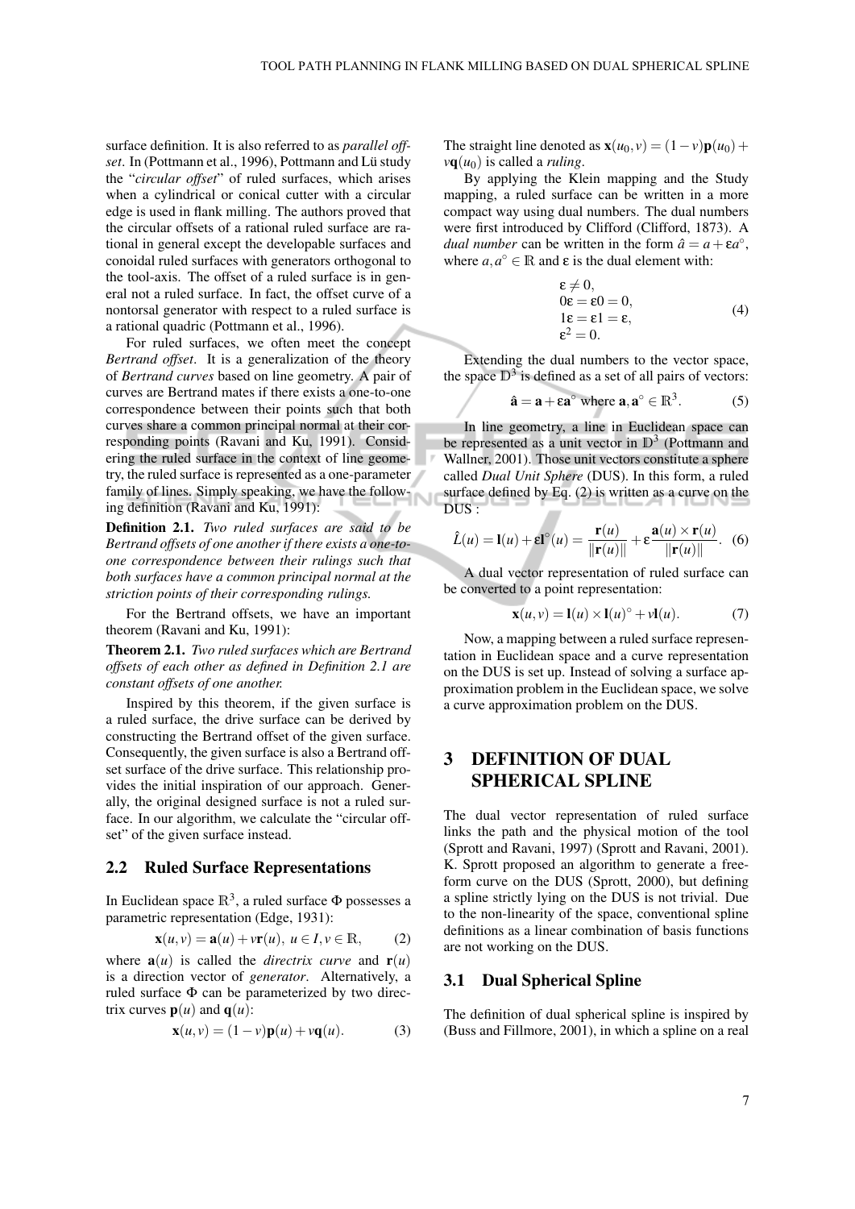surface definition. It is also referred to as *parallel offset*. In (Pottmann et al., 1996), Pottmann and Lü study the "*circular offset*" of ruled surfaces, which arises when a cylindrical or conical cutter with a circular edge is used in flank milling. The authors proved that the circular offsets of a rational ruled surface are rational in general except the developable surfaces and conoidal ruled surfaces with generators orthogonal to the tool-axis. The offset of a ruled surface is in general not a ruled surface. In fact, the offset curve of a nontorsal generator with respect to a ruled surface is a rational quadric (Pottmann et al., 1996).

For ruled surfaces, we often meet the concept *Bertrand offset*. It is a generalization of the theory of *Bertrand curves* based on line geometry. A pair of curves are Bertrand mates if there exists a one-to-one correspondence between their points such that both curves share a common principal normal at their corresponding points (Ravani and Ku, 1991). Considering the ruled surface in the context of line geometry, the ruled surface is represented as a one-parameter family of lines. Simply speaking, we have the following definition (Ravani and Ku, 1991):

**Definition 2.1.** *Two ruled surfaces are said to be Bertrand offsets of one another if there exists a one-to-one correspondence between their rulings such that both surfaces have a common principal normal at the striction points of their corresponding rulings.*

For the Bertrand offsets, we have an important theorem (Ravani and Ku, 1991):

**Theorem 2.1.** *Two ruled surfaces which are Bertrand offsets of each other as defined in Definition 2.1 are constant offsets of one another.*

Inspired by this theorem, if the given surface is a ruled surface, the drive surface can be derived by constructing the Bertrand offset of the given surface. Consequently, the given surface is also a Bertrand offset surface of the drive surface. This relationship provides the initial inspiration of our approach. Generally, the original designed surface is not a ruled surface. In our algorithm, we calculate the "circular offset" of the given surface instead.

### 2.2 Ruled Surface Representations

In Euclidean space $\mathbb{R}^3$, a ruled surface $\Phi$ possesses a parametric representation (Edge, 1931):

$$\mathbf{x}(u,v) = \mathbf{a}(u) + v\mathbf{r}(u),\ u \in I, v \in \mathbb{R}, \tag{2}$$

where $\mathbf{a}(u)$ is called the *directrix curve* and $\mathbf{r}(u)$ is a direction vector of *generator*. Alternatively, a ruled surface $\Phi$ can be parameterized by two directrix curves $\mathbf{p}(u)$ and $\mathbf{q}(u)$:

$$\mathbf{x}(u,v) = (1-v)\mathbf{p}(u) + v\mathbf{q}(u). \tag{3}$$

The straight line denoted as $\mathbf{x}(u_0,v) = (1-v)\mathbf{p}(u_0) + v\mathbf{q}(u_0)$ is called a *ruling*.

By applying the Klein mapping and the Study mapping, a ruled surface can be written in a more compact way using dual numbers. The dual numbers were first introduced by Clifford (Clifford, 1873). A *dual number* can be written in the form $\hat{a} = a + \varepsilon a^\circ$, where $a, a^\circ \in \mathbb{R}$ and $\varepsilon$ is the dual element with:

$$\begin{aligned} &\varepsilon \neq 0, \\ &0\varepsilon = \varepsilon 0 = 0, \\ &1\varepsilon = \varepsilon 1 = \varepsilon, \\ &\varepsilon^2 = 0. \end{aligned} \tag{4}$$

Extending the dual numbers to the vector space, the space $\mathbb{D}^3$ is defined as a set of all pairs of vectors:

$$\hat{\mathbf{a}} = \mathbf{a} + \varepsilon\mathbf{a}^\circ \text{ where } \mathbf{a}, \mathbf{a}^\circ \in \mathbb{R}^3. \tag{5}$$

In line geometry, a line in Euclidean space can be represented as a unit vector in $\mathbb{D}^3$ (Pottmann and Wallner, 2001). Those unit vectors constitute a sphere called *Dual Unit Sphere* (DUS). In this form, a ruled surface defined by Eq. (2) is written as a curve on the DUS :

$$\hat{L}(u) = \mathbf{l}(u) + \varepsilon\mathbf{l}^\circ(u) = \frac{\mathbf{r}(u)}{\|\mathbf{r}(u)\|} + \varepsilon\frac{\mathbf{a}(u) \times \mathbf{r}(u)}{\|\mathbf{r}(u)\|}. \tag{6}$$

A dual vector representation of ruled surface can be converted to a point representation:

$$\mathbf{x}(u,v) = \mathbf{l}(u) \times \mathbf{l}(u)^\circ + v\mathbf{l}(u). \tag{7}$$

Now, a mapping between a ruled surface representation in Euclidean space and a curve representation on the DUS is set up. Instead of solving a surface approximation problem in the Euclidean space, we solve a curve approximation problem on the DUS.

## 3 DEFINITION OF DUAL SPHERICAL SPLINE

The dual vector representation of ruled surface links the path and the physical motion of the tool (Sprott and Ravani, 1997) (Sprott and Ravani, 2001). K. Sprott proposed an algorithm to generate a free-form curve on the DUS (Sprott, 2000), but defining a spline strictly lying on the DUS is not trivial. Due to the non-linearity of the space, conventional spline definitions as a linear combination of basis functions are not working on the DUS.

### 3.1 Dual Spherical Spline

The definition of dual spherical spline is inspired by (Buss and Fillmore, 2001), in which a spline on a real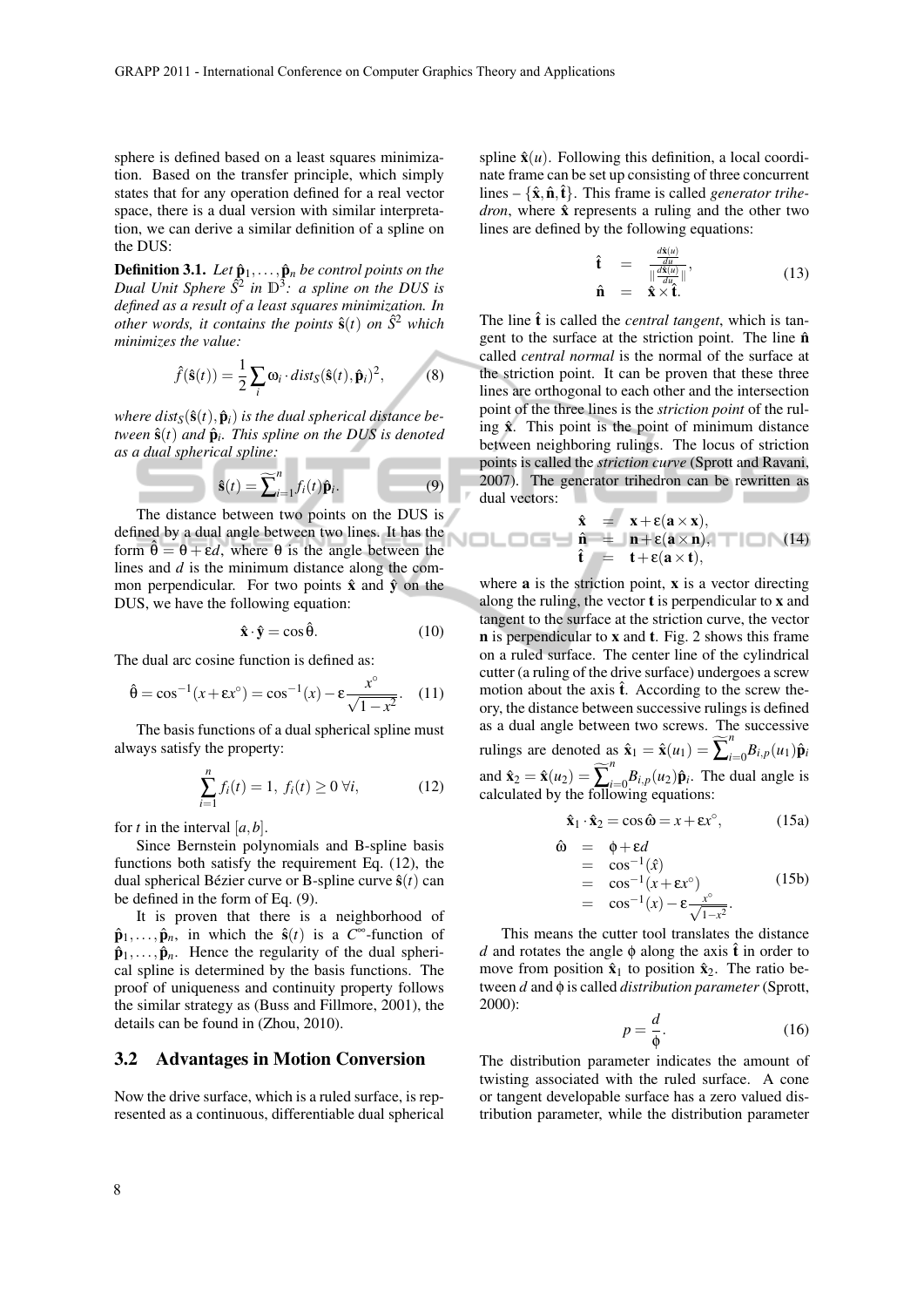sphere is defined based on a least squares minimization. Based on the transfer principle, which simply states that for any operation defined for a real vector space, there is a dual version with similar interpretation, we can derive a similar definition of a spline on the DUS:

**Definition 3.1.** *Let $\hat{\mathbf{p}}_1, \ldots, \hat{\mathbf{p}}_n$ be control points on the Dual Unit Sphere $\hat{S}^2$ in $\mathbb{D}^3$: a spline on the DUS is defined as a result of a least squares minimization. In other words, it contains the points $\hat{\mathbf{s}}(t)$ on $\hat{S}^2$ which minimizes the value:*

$$\hat{f}(\hat{\mathbf{s}}(t)) = \frac{1}{2}\sum_i \omega_i \cdot dist_S(\hat{\mathbf{s}}(t), \hat{\mathbf{p}}_i)^2, \tag{8}$$

*where $dist_S(\hat{\mathbf{s}}(t), \hat{\mathbf{p}}_i)$ is the dual spherical distance between $\hat{\mathbf{s}}(t)$ and $\hat{\mathbf{p}}_i$. This spline on the DUS is denoted as a dual spherical spline:*

$$\hat{\mathbf{s}}(t) = \widetilde{\sum}_{i=1}^{n} f_i(t)\hat{\mathbf{p}}_i. \tag{9}$$

The distance between two points on the DUS is defined by a dual angle between two lines. It has the form $\hat{\theta} = \theta + \varepsilon d$, where $\theta$ is the angle between the lines and $d$ is the minimum distance along the common perpendicular. For two points $\hat{\mathbf{x}}$ and $\hat{\mathbf{y}}$ on the DUS, we have the following equation:

$$\hat{\mathbf{x}} \cdot \hat{\mathbf{y}} = \cos\hat{\theta}. \tag{10}$$

The dual arc cosine function is defined as:

$$\hat{\theta} = \cos^{-1}(x + \varepsilon x^{\circ}) = \cos^{-1}(x) - \varepsilon\frac{x^{\circ}}{\sqrt{1-x^2}}. \tag{11}$$

The basis functions of a dual spherical spline must always satisfy the property:

$$\sum_{i=1}^{n} f_i(t) = 1,\ f_i(t) \geq 0\ \forall i, \tag{12}$$

for $t$ in the interval $[a,b]$.

Since Bernstein polynomials and B-spline basis functions both satisfy the requirement Eq. (12), the dual spherical Bézier curve or B-spline curve $\hat{\mathbf{s}}(t)$ can be defined in the form of Eq. (9).

It is proven that there is a neighborhood of $\hat{\mathbf{p}}_1, \ldots, \hat{\mathbf{p}}_n$, in which the $\hat{\mathbf{s}}(t)$ is a $C^{\infty}$-function of $\hat{\mathbf{p}}_1, \ldots, \hat{\mathbf{p}}_n$. Hence the regularity of the dual spherical spline is determined by the basis functions. The proof of uniqueness and continuity property follows the similar strategy as (Buss and Fillmore, 2001), the details can be found in (Zhou, 2010).

### 3.2 Advantages in Motion Conversion

Now the drive surface, which is a ruled surface, is represented as a continuous, differentiable dual spherical spline $\hat{\mathbf{x}}(u)$. Following this definition, a local coordinate frame can be set up consisting of three concurrent lines – $\{\hat{\mathbf{x}}, \hat{\mathbf{n}}, \hat{\mathbf{t}}\}$. This frame is called *generator trihedron*, where $\hat{\mathbf{x}}$ represents a ruling and the other two lines are defined by the following equations:

$$\begin{aligned} \hat{\mathbf{t}} &= \frac{\frac{d\hat{\mathbf{x}}(u)}{du}}{\|\frac{d\hat{\mathbf{x}}(u)}{du}\|}, \\ \hat{\mathbf{n}} &= \hat{\mathbf{x}} \times \hat{\mathbf{t}}. \end{aligned} \tag{13}$$

The line $\hat{\mathbf{t}}$ is called the *central tangent*, which is tangent to the surface at the striction point. The line $\hat{\mathbf{n}}$ called *central normal* is the normal of the surface at the striction point. It can be proven that these three lines are orthogonal to each other and the intersection point of the three lines is the *striction point* of the ruling $\hat{\mathbf{x}}$. This point is the point of minimum distance between neighboring rulings. The locus of striction points is called the *striction curve* (Sprott and Ravani, 2007). The generator trihedron can be rewritten as dual vectors:

$$\begin{aligned} \hat{\mathbf{x}} &= \mathbf{x} + \varepsilon(\mathbf{a} \times \mathbf{x}), \\ \hat{\mathbf{n}} &= \mathbf{n} + \varepsilon(\mathbf{a} \times \mathbf{n}), \\ \hat{\mathbf{t}} &= \mathbf{t} + \varepsilon(\mathbf{a} \times \mathbf{t}), \end{aligned} \tag{14}$$

where $\mathbf{a}$ is the striction point, $\mathbf{x}$ is a vector directing along the ruling, the vector $\mathbf{t}$ is perpendicular to $\mathbf{x}$ and tangent to the surface at the striction curve, the vector $\mathbf{n}$ is perpendicular to $\mathbf{x}$ and $\mathbf{t}$. Fig. 2 shows this frame on a ruled surface. The center line of the cylindrical cutter (a ruling of the drive surface) undergoes a screw motion about the axis $\hat{\mathbf{t}}$. According to the screw theory, the distance between successive rulings is defined as a dual angle between two screws. The successive rulings are denoted as $\hat{\mathbf{x}}_1 = \hat{\mathbf{x}}(u_1) = \widetilde{\sum}_{i=0}^{n} B_{i,p}(u_1)\hat{\mathbf{p}}_i$ and $\hat{\mathbf{x}}_2 = \hat{\mathbf{x}}(u_2) = \widetilde{\sum}_{i=0}^{n} B_{i,p}(u_2)\hat{\mathbf{p}}_i$. The dual angle is calculated by the following equations:

$$\hat{\mathbf{x}}_1 \cdot \hat{\mathbf{x}}_2 = \cos\hat{\omega} = x + \varepsilon x^{\circ}, \tag{15a}$$

$$\begin{aligned} \hat{\omega} &= \phi + \varepsilon d \\ &= \cos^{-1}(\hat{x}) \\ &= \cos^{-1}(x + \varepsilon x^{\circ}) \\ &= \cos^{-1}(x) - \varepsilon\frac{x^{\circ}}{\sqrt{1-x^2}}. \end{aligned} \tag{15b}$$

This means the cutter tool translates the distance $d$ and rotates the angle $\phi$ along the axis $\hat{\mathbf{t}}$ in order to move from position $\hat{\mathbf{x}}_1$ to position $\hat{\mathbf{x}}_2$. The ratio between $d$ and $\phi$ is called *distribution parameter* (Sprott, 2000):

$$p = \frac{d}{\phi}. \tag{16}$$

The distribution parameter indicates the amount of twisting associated with the ruled surface. A cone or tangent developable surface has a zero valued distribution parameter, while the distribution parameter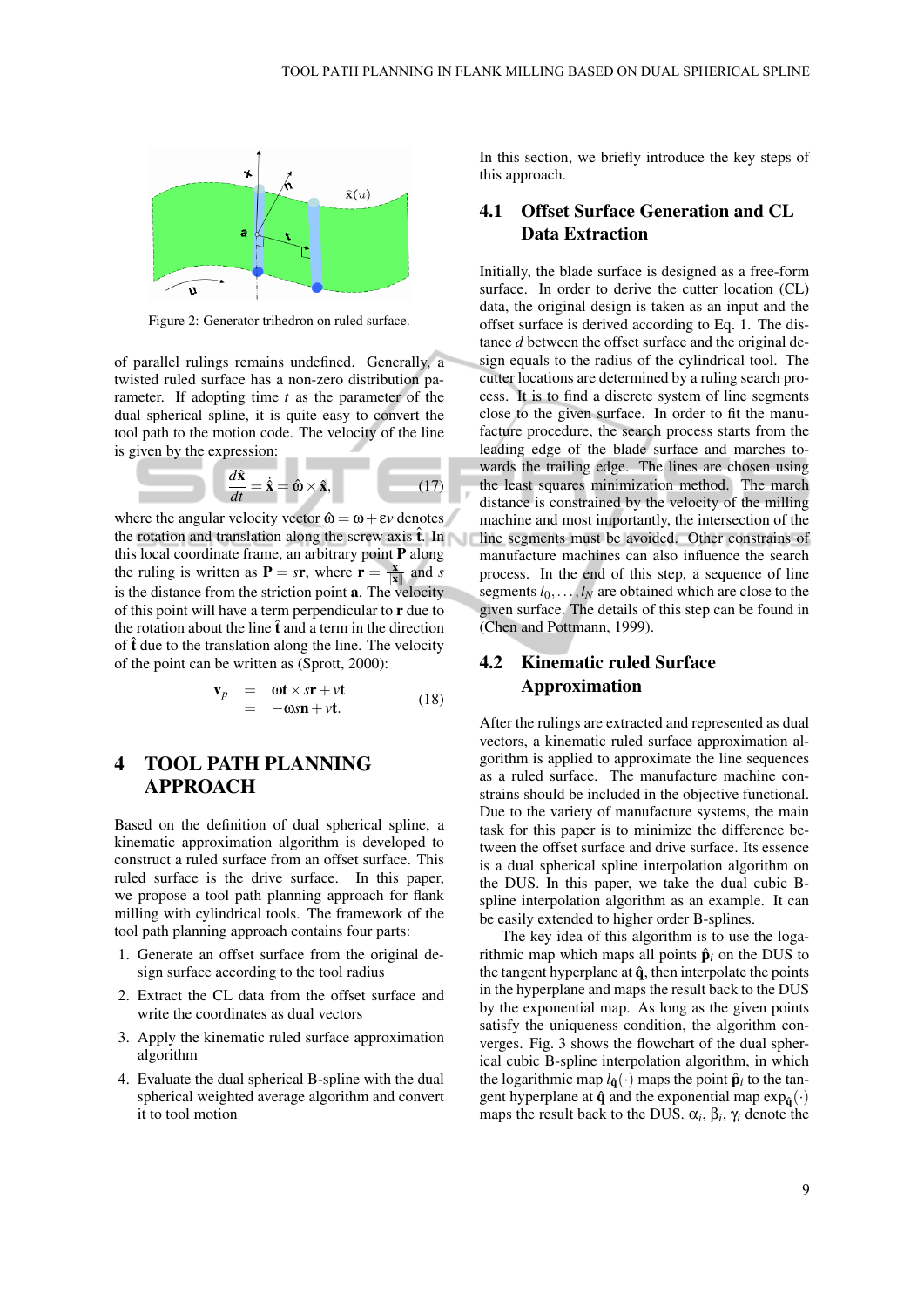Figure 2: Generator trihedron on ruled surface.

of parallel rulings remains undefined. Generally, a twisted ruled surface has a non-zero distribution parameter. If adopting time $t$ as the parameter of the dual spherical spline, it is quite easy to convert the tool path to the motion code. The velocity of the line is given by the expression:

$$\frac{d\hat{\mathbf{x}}}{dt} = \dot{\hat{\mathbf{x}}} = \hat{\omega} \times \hat{\mathbf{x}}, \tag{17}$$

where the angular velocity vector $\hat{\omega} = \omega + \varepsilon v$ denotes the rotation and translation along the screw axis $\hat{\mathbf{t}}$. In this local coordinate frame, an arbitrary point $\mathbf{P}$ along the ruling is written as $\mathbf{P} = s\mathbf{r}$, where $\mathbf{r} = \frac{\mathbf{x}}{\|\mathbf{x}\|}$ and $s$ is the distance from the striction point $\mathbf{a}$. The velocity of this point will have a term perpendicular to $\mathbf{r}$ due to the rotation about the line $\hat{\mathbf{t}}$ and a term in the direction of $\hat{\mathbf{t}}$ due to the translation along the line. The velocity of the point can be written as (Sprott, 2000):

$$\begin{aligned} \mathbf{v}_p &= \omega\mathbf{t} \times s\mathbf{r} + v\mathbf{t} \\ &= -\omega s\mathbf{n} + v\mathbf{t}. \end{aligned} \tag{18}$$

# 4 TOOL PATH PLANNING APPROACH

Based on the definition of dual spherical spline, a kinematic approximation algorithm is developed to construct a ruled surface from an offset surface. This ruled surface is the drive surface. In this paper, we propose a tool path planning approach for flank milling with cylindrical tools. The framework of the tool path planning approach contains four parts:

1. Generate an offset surface from the original design surface according to the tool radius
2. Extract the CL data from the offset surface and write the coordinates as dual vectors
3. Apply the kinematic ruled surface approximation algorithm
4. Evaluate the dual spherical B-spline with the dual spherical weighted average algorithm and convert it to tool motion

In this section, we briefly introduce the key steps of this approach.

## 4.1 Offset Surface Generation and CL Data Extraction

Initially, the blade surface is designed as a free-form surface. In order to derive the cutter location (CL) data, the original design is taken as an input and the offset surface is derived according to Eq. 1. The distance $d$ between the offset surface and the original design equals to the radius of the cylindrical tool. The cutter locations are determined by a ruling search process. It is to find a discrete system of line segments close to the given surface. In order to fit the manufacture procedure, the search process starts from the leading edge of the blade surface and marches towards the trailing edge. The lines are chosen using the least squares minimization method. The march distance is constrained by the velocity of the milling machine and most importantly, the intersection of the line segments must be avoided. Other constrains of manufacture machines can also influence the search process. In the end of this step, a sequence of line segments $l_0, \ldots, l_N$ are obtained which are close to the given surface. The details of this step can be found in (Chen and Pottmann, 1999).

## 4.2 Kinematic ruled Surface Approximation

After the rulings are extracted and represented as dual vectors, a kinematic ruled surface approximation algorithm is applied to approximate the line sequences as a ruled surface. The manufacture machine constrains should be included in the objective functional. Due to the variety of manufacture systems, the main task for this paper is to minimize the difference between the offset surface and drive surface. Its essence is a dual spherical spline interpolation algorithm on the DUS. In this paper, we take the dual cubic B-spline interpolation algorithm as an example. It can be easily extended to higher order B-splines.

The key idea of this algorithm is to use the logarithmic map which maps all points $\hat{\mathbf{p}}_i$ on the DUS to the tangent hyperplane at $\hat{\mathbf{q}}$, then interpolate the points in the hyperplane and maps the result back to the DUS by the exponential map. As long as the given points satisfy the uniqueness condition, the algorithm converges. Fig. 3 shows the flowchart of the dual spherical cubic B-spline interpolation algorithm, in which the logarithmic map $l_{\hat{\mathbf{q}}}(\cdot)$ maps the point $\hat{\mathbf{p}}_i$ to the tangent hyperplane at $\hat{\mathbf{q}}$ and the exponential map $\exp_{\hat{\mathbf{q}}}(\cdot)$ maps the result back to the DUS. $\alpha_i$, $\beta_i$, $\gamma_i$ denote the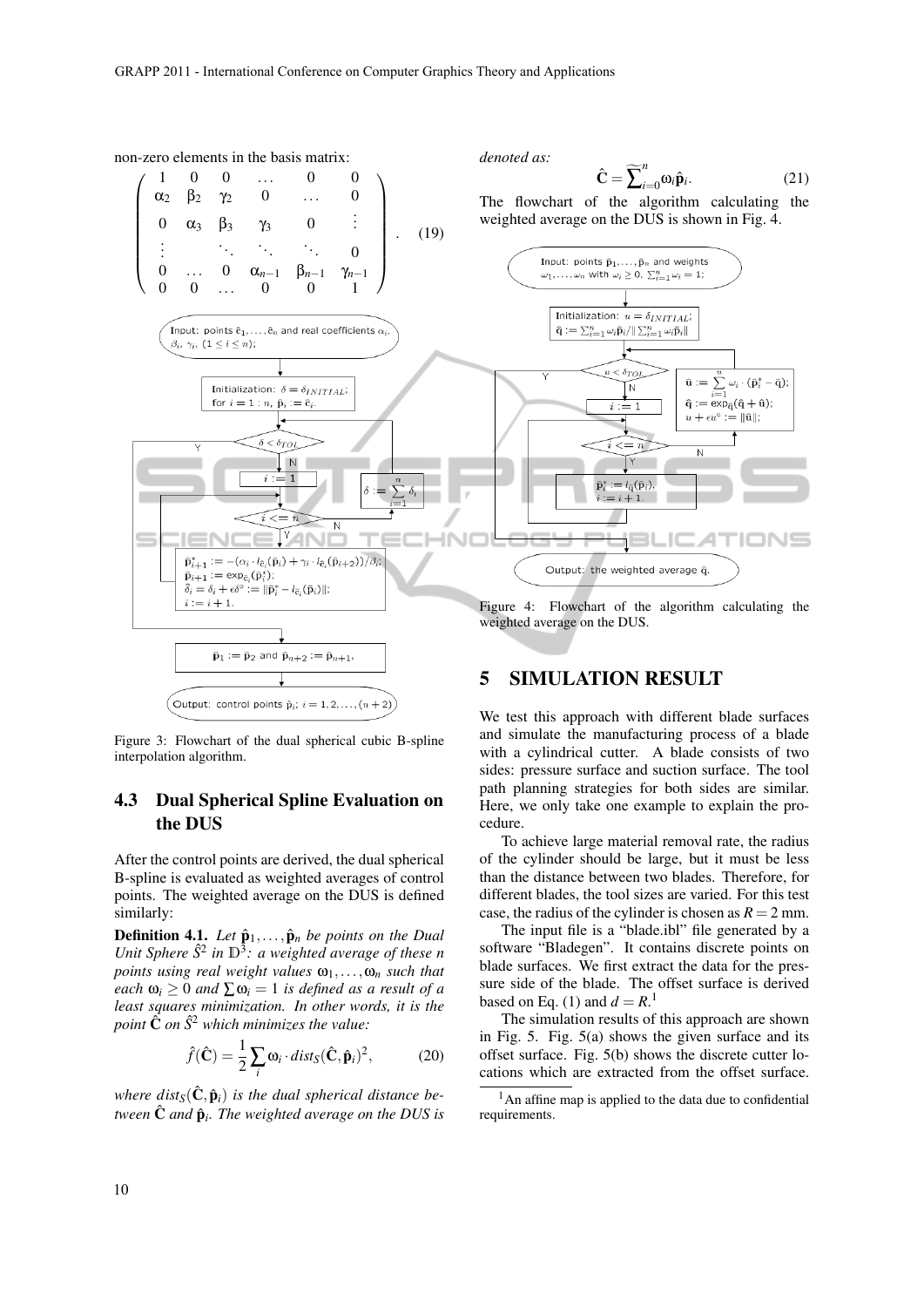non-zero elements in the basis matrix:

$$\begin{pmatrix} 1 & 0 & 0 & \dots & 0 & 0 \\ \alpha_2 & \beta_2 & \gamma_2 & 0 & \dots & 0 \\ 0 & \alpha_3 & \beta_3 & \gamma_3 & 0 & \vdots \\ \vdots & & \ddots & \ddots & \ddots & 0 \\ 0 & \dots & 0 & \alpha_{n-1} & \beta_{n-1} & \gamma_{n-1} \\ 0 & 0 & \dots & 0 & 0 & 1 \end{pmatrix}. \quad (19)$$

Figure 3: Flowchart of the dual spherical cubic B-spline interpolation algorithm.

## 4.3 Dual Spherical Spline Evaluation on the DUS

After the control points are derived, the dual spherical B-spline is evaluated as weighted averages of control points. The weighted average on the DUS is defined similarly:

**Definition 4.1.** *Let $\hat{\mathbf{p}}_1, \dots, \hat{\mathbf{p}}_n$ be points on the Dual Unit Sphere $\hat{S}^2$ in $\mathbb{D}^3$: a weighted average of these $n$ points using real weight values $\omega_1, \dots, \omega_n$ such that each $\omega_i \geq 0$ and $\sum \omega_i = 1$ is defined as a result of a least squares minimization. In other words, it is the point $\hat{\mathbf{C}}$ on $\hat{S}^2$ which minimizes the value:*

$$\hat{f}(\hat{\mathbf{C}}) = \frac{1}{2} \sum_i \omega_i \cdot dist_S(\hat{\mathbf{C}}, \hat{\mathbf{p}}_i)^2, \quad (20)$$

*where $dist_S(\hat{\mathbf{C}}, \hat{\mathbf{p}}_i)$ is the dual spherical distance between $\hat{\mathbf{C}}$ and $\hat{\mathbf{p}}_i$. The weighted average on the DUS is denoted as:*

$$\hat{\mathbf{C}} = \widetilde{\sum}_{i=0}^{n} \omega_i \hat{\mathbf{p}}_i. \quad (21)$$

The flowchart of the algorithm calculating the weighted average on the DUS is shown in Fig. 4.

Figure 4: Flowchart of the algorithm calculating the weighted average on the DUS.

## 5 SIMULATION RESULT

We test this approach with different blade surfaces and simulate the manufacturing process of a blade with a cylindrical cutter. A blade consists of two sides: pressure surface and suction surface. The tool path planning strategies for both sides are similar. Here, we only take one example to explain the procedure.

To achieve large material removal rate, the radius of the cylinder should be large, but it must be less than the distance between two blades. Therefore, for different blades, the tool sizes are varied. For this test case, the radius of the cylinder is chosen as $R = 2$ mm.

The input file is a "blade.ibl" file generated by a software "Bladegen". It contains discrete points on blade surfaces. We first extract the data for the pressure side of the blade. The offset surface is derived based on Eq. (1) and $d = R$.[1]

The simulation results of this approach are shown in Fig. 5. Fig. 5(a) shows the given surface and its offset surface. Fig. 5(b) shows the discrete cutter locations which are extracted from the offset surface.

[1] An affine map is applied to the data due to confidential requirements.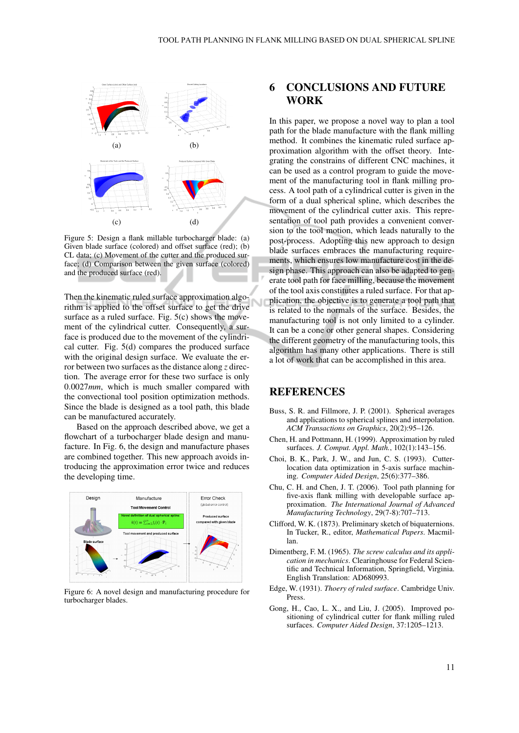Figure 5: Design a flank millable turbocharger blade: (a) Given blade surface (colored) and offset surface (red); (b) CL data; (c) Movement of the cutter and the produced surface; (d) Comparison between the given surface (colored) and the produced surface (red).

Then the kinematic ruled surface approximation algorithm is applied to the offset surface to get the drive surface as a ruled surface. Fig. 5(c) shows the movement of the cylindrical cutter. Consequently, a surface is produced due to the movement of the cylindrical cutter. Fig. 5(d) compares the produced surface with the original design surface. We evaluate the error between two surfaces as the distance along $z$ direction. The average error for these two surface is only $0.0027mm$, which is much smaller compared with the convectional tool position optimization methods. Since the blade is designed as a tool path, this blade can be manufactured accurately.

Based on the approach described above, we get a flowchart of a turbocharger blade design and manufacture. In Fig. 6, the design and manufacture phases are combined together. This new approach avoids introducing the approximation error twice and reduces the developing time.

Figure 6: A novel design and manufacturing procedure for turbocharger blades.

# 6 CONCLUSIONS AND FUTURE WORK

In this paper, we propose a novel way to plan a tool path for the blade manufacture with the flank milling method. It combines the kinematic ruled surface approximation algorithm with the offset theory. Integrating the constrains of different CNC machines, it can be used as a control program to guide the movement of the manufacturing tool in flank milling process. A tool path of a cylindrical cutter is given in the form of a dual spherical spline, which describes the movement of the cylindrical cutter axis. This representation of tool path provides a convenient conversion to the tool motion, which leads naturally to the post-process. Adopting this new approach to design blade surfaces embraces the manufacturing requirements, which ensures low manufacture cost in the design phase. This approach can also be adapted to generate tool path for face milling, because the movement of the tool axis constitutes a ruled surface. For that application, the objective is to generate a tool path that is related to the normals of the surface. Besides, the manufacturing tool is not only limited to a cylinder. It can be a cone or other general shapes. Considering the different geometry of the manufacturing tools, this algorithm has many other applications. There is still a lot of work that can be accomplished in this area.

# REFERENCES

Buss, S. R. and Fillmore, J. P. (2001). Spherical averages and applications to spherical splines and interpolation. *ACM Transactions on Graphics*, 20(2):95–126.

Chen, H. and Pottmann, H. (1999). Approximation by ruled surfaces. *J. Comput. Appl. Math.*, 102(1):143–156.

Choi, B. K., Park, J. W., and Jun, C. S. (1993). Cutter-location data optimization in 5-axis surface machining. *Computer Aided Design*, 25(6):377–386.

Chu, C. H. and Chen, J. T. (2006). Tool path planning for five-axis flank milling with developable surface approximation. *The International Journal of Advanced Manufacturing Technology*, 29(7-8):707–713.

Clifford, W. K. (1873). Preliminary sketch of biquaternions. In Tucker, R., editor, *Mathematical Papers*. Macmillan.

Dimentberg, F. M. (1965). *The screw calculus and its application in mechanics*. Clearinghouse for Federal Scientific and Technical Information, Springfield, Virginia. English Translation: AD680993.

Edge, W. (1931). *Thoery of ruled surface*. Cambridge Univ. Press.

Gong, H., Cao, L. X., and Liu, J. (2005). Improved positioning of cylindrical cutter for flank milling ruled surfaces. *Computer Aided Design*, 37:1205–1213.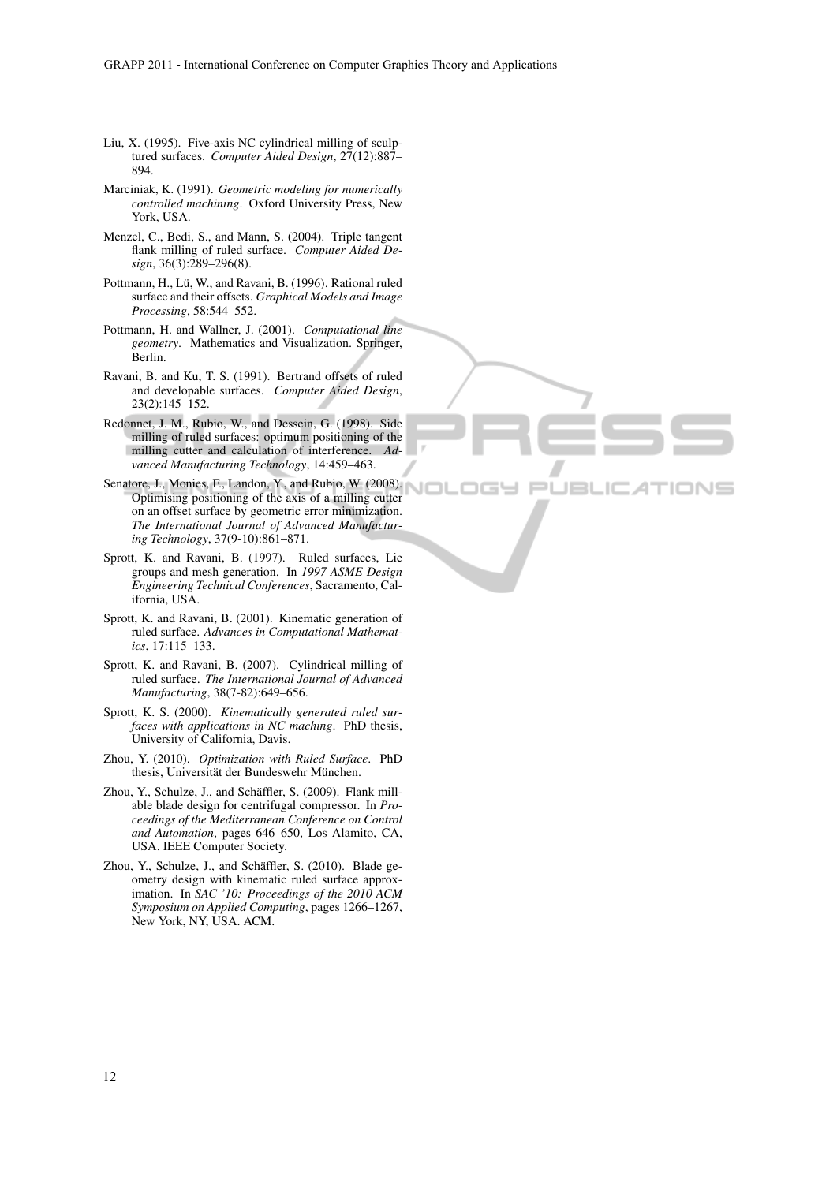Liu, X. (1995). Five-axis NC cylindrical milling of sculptured surfaces. *Computer Aided Design*, 27(12):887–894.

Marciniak, K. (1991). *Geometric modeling for numerically controlled machining*. Oxford University Press, New York, USA.

Menzel, C., Bedi, S., and Mann, S. (2004). Triple tangent flank milling of ruled surface. *Computer Aided Design*, 36(3):289–296(8).

Pottmann, H., Lü, W., and Ravani, B. (1996). Rational ruled surface and their offsets. *Graphical Models and Image Processing*, 58:544–552.

Pottmann, H. and Wallner, J. (2001). *Computational line geometry*. Mathematics and Visualization. Springer, Berlin.

Ravani, B. and Ku, T. S. (1991). Bertrand offsets of ruled and developable surfaces. *Computer Aided Design*, 23(2):145–152.

Redonnet, J. M., Rubio, W., and Dessein, G. (1998). Side milling of ruled surfaces: optimum positioning of the milling cutter and calculation of interference. *Advanced Manufacturing Technology*, 14:459–463.

Senatore, J., Monies, F., Landon, Y., and Rubio, W. (2008). Optimising positioning of the axis of a milling cutter on an offset surface by geometric error minimization. *The International Journal of Advanced Manufacturing Technology*, 37(9-10):861–871.

Sprott, K. and Ravani, B. (1997). Ruled surfaces, Lie groups and mesh generation. In *1997 ASME Design Engineering Technical Conferences*, Sacramento, California, USA.

Sprott, K. and Ravani, B. (2001). Kinematic generation of ruled surface. *Advances in Computational Mathematics*, 17:115–133.

Sprott, K. and Ravani, B. (2007). Cylindrical milling of ruled surface. *The International Journal of Advanced Manufacturing*, 38(7-82):649–656.

Sprott, K. S. (2000). *Kinematically generated ruled surfaces with applications in NC maching*. PhD thesis, University of California, Davis.

Zhou, Y. (2010). *Optimization with Ruled Surface*. PhD thesis, Universität der Bundeswehr München.

Zhou, Y., Schulze, J., and Schäffler, S. (2009). Flank millable blade design for centrifugal compressor. In *Proceedings of the Mediterranean Conference on Control and Automation*, pages 646–650, Los Alamito, CA, USA. IEEE Computer Society.

Zhou, Y., Schulze, J., and Schäffler, S. (2010). Blade geometry design with kinematic ruled surface approximation. In *SAC '10: Proceedings of the 2010 ACM Symposium on Applied Computing*, pages 1266–1267, New York, NY, USA. ACM.